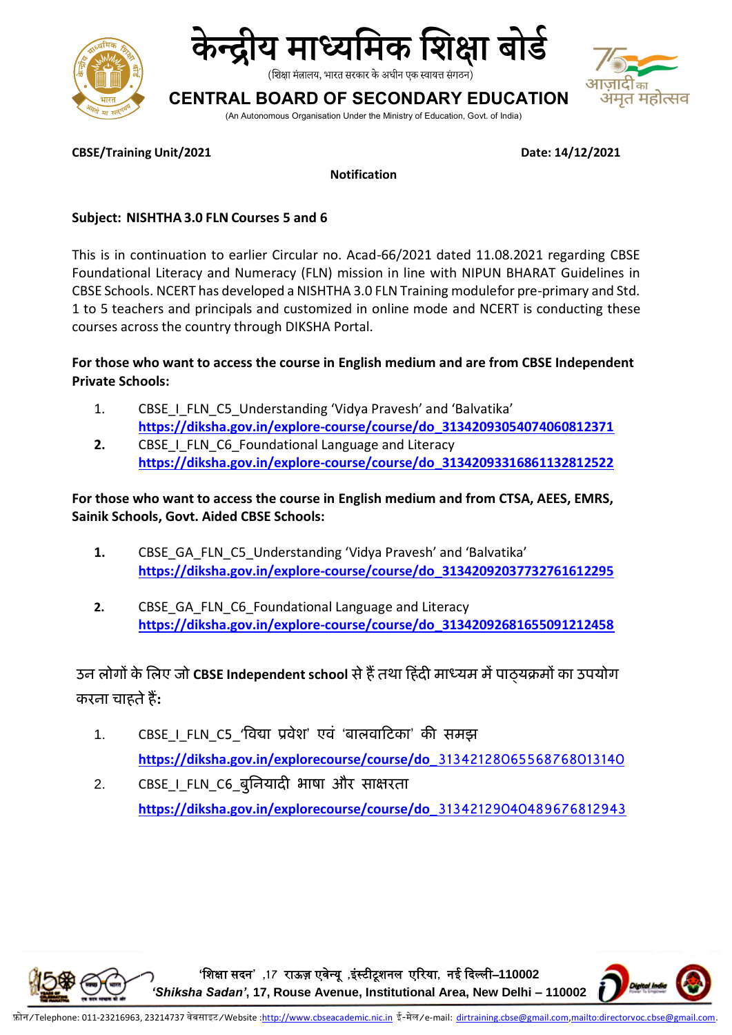# केन्द्रीय माध्यमिक शिक्षा बोर्ड

(शिक्षा मंत्रालय, भारत सरकार के अधीन एक स्वायत्त संगठन)

## CENTRAL BOARD OF SECONDARY EDUCATION

(An Autonomous Organisation Under the Ministry of Education, Govt. of India)

**CBSE/Training Unit/2021** **Date: 14/12/2021**

**Notification**

**Subject: NISHTHA 3.0 FLN Courses 5 and 6**

This is in continuation to earlier Circular no. Acad-66/2021 dated 11.08.2021 regarding CBSE Foundational Literacy and Numeracy (FLN) mission in line with NIPUN BHARAT Guidelines in CBSE Schools. NCERT has developed a NISHTHA 3.0 FLN Training modulefor pre-primary and Std. 1 to 5 teachers and principals and customized in online mode and NCERT is conducting these courses across the country through DIKSHA Portal.

**For those who want to access the course in English medium and are from CBSE Independent Private Schools:**

1. CBSE_I_FLN_C5_Understanding 'Vidya Pravesh' and 'Balvatika'
   **https://diksha.gov.in/explore-course/course/do_3134209305407406081237**1
2. CBSE_I_FLN_C6_Foundational Language and Literacy
   **https://diksha.gov.in/explore-course/course/do_31342093316861132812522**

**For those who want to access the course in English medium and from CTSA, AEES, EMRS, Sainik Schools, Govt. Aided CBSE Schools:**

1. CBSE_GA_FLN_C5_Understanding 'Vidya Pravesh' and 'Balvatika'
   **https://diksha.gov.in/explore-course/course/do_31342092037732761612295**

2. CBSE_GA_FLN_C6_Foundational Language and Literacy
   **https://diksha.gov.in/explore-course/course/do_31342092681655091212458**

उन लोगों के लिए जो **CBSE Independent school** से हैं तथा हिंदी माध्यम में पाठ्यक्रमों का उपयोग करना चाहते हैं**:**

1. CBSE_I_FLN_C5_'विद्या प्रवेश' एवं 'बालवाटिका' की समझ
   **https://diksha.gov.in/explorecourse/course/do_**31342128065568768013140
2. CBSE_I_FLN_C6_बुनियादी भाषा और साक्षरता
   **https://diksha.gov.in/explorecourse/course/do_**31342129040489676812943

'शिक्षा सदन' ,17 राऊज़ एवेन्यू ,इंस्टीटूशनल एरिया, नई दिल्ली–110002
*'Shiksha Sadan'*, 17, Rouse Avenue, Institutional Area, New Delhi – 110002

फ़ोन/Telephone: 011-23216963, 23214737 वेबसाइट/Website :http://www.cbseacademic.nic.in ई-मेल/e-mail: dirtraining.cbse@gmail.com,mailto:directorvoc.cbse@gmail.com.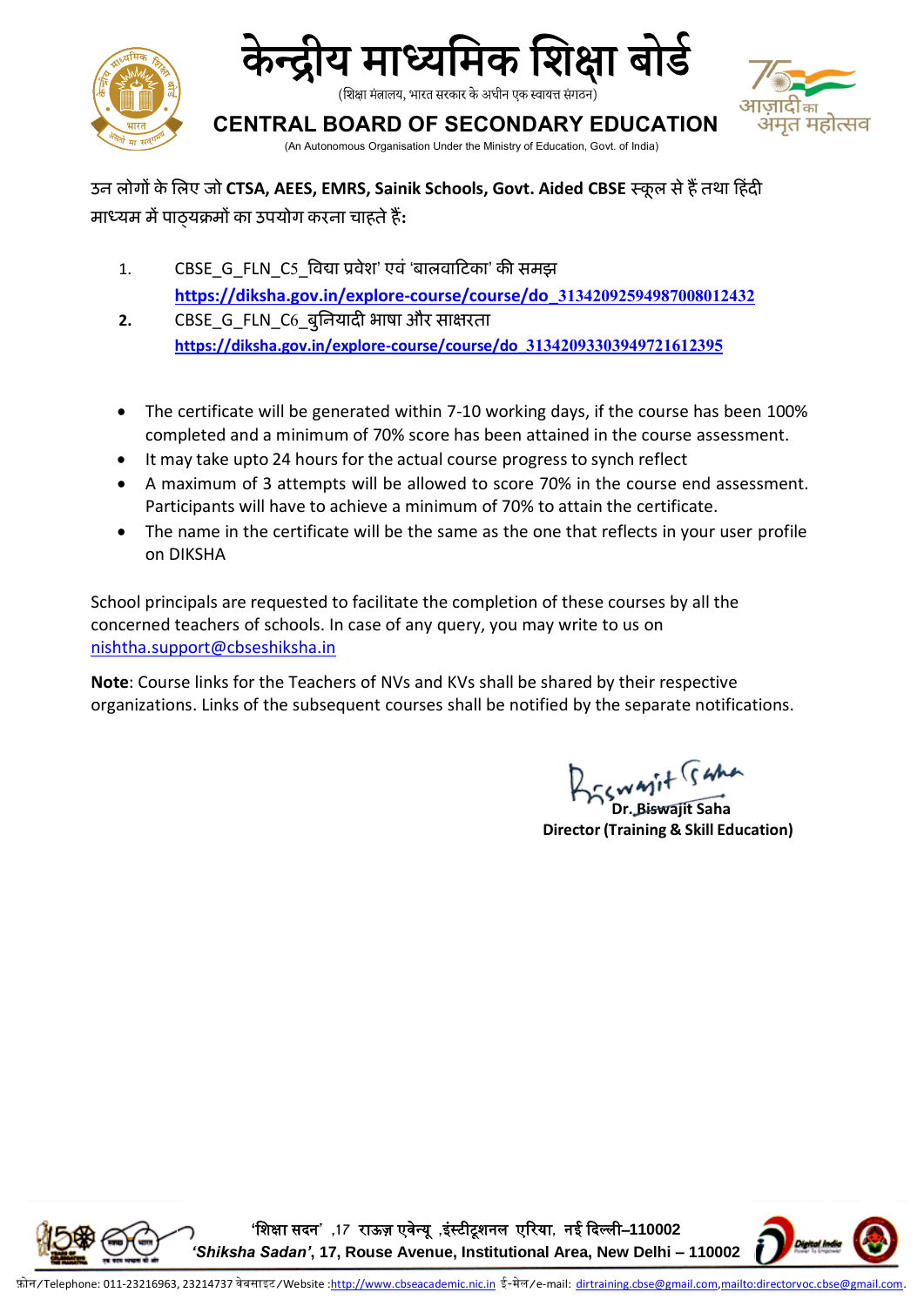उन लोगों के लिए जो **CTSA, AEES, EMRS, Sainik Schools, Govt. Aided CBSE** स्कूल से हैं तथा हिंदी माध्यम में पाठ्यक्रमों का उपयोग करना चाहते हैं**:**

1. CBSE_G_FLN_C5_विद्या प्रवेश' एवं 'बालवाटिका' की समझ
   **https://diksha.gov.in/explore-course/course/do_3134209259498700801243​2**
2. CBSE_G_FLN_C6_बुनियादी भाषा और साक्षरता
   **https://diksha.gov.in/explore-course/course/do_31342093303949721612395**

- The certificate will be generated within 7-10 working days, if the course has been 100% completed and a minimum of 70% score has been attained in the course assessment.
- It may take upto 24 hours for the actual course progress to synch reflect
- A maximum of 3 attempts will be allowed to score 70% in the course end assessment. Participants will have to achieve a minimum of 70% to attain the certificate.
- The name in the certificate will be the same as the one that reflects in your user profile on DIKSHA

School principals are requested to facilitate the completion of these courses by all the concerned teachers of schools. In case of any query, you may write to us on nishtha.support@cbseshiksha.in

**Note**: Course links for the Teachers of NVs and KVs shall be shared by their respective organizations. Links of the subsequent courses shall be notified by the separate notifications.

**Dr. Biswajit Saha**
**Director (Training & Skill Education)**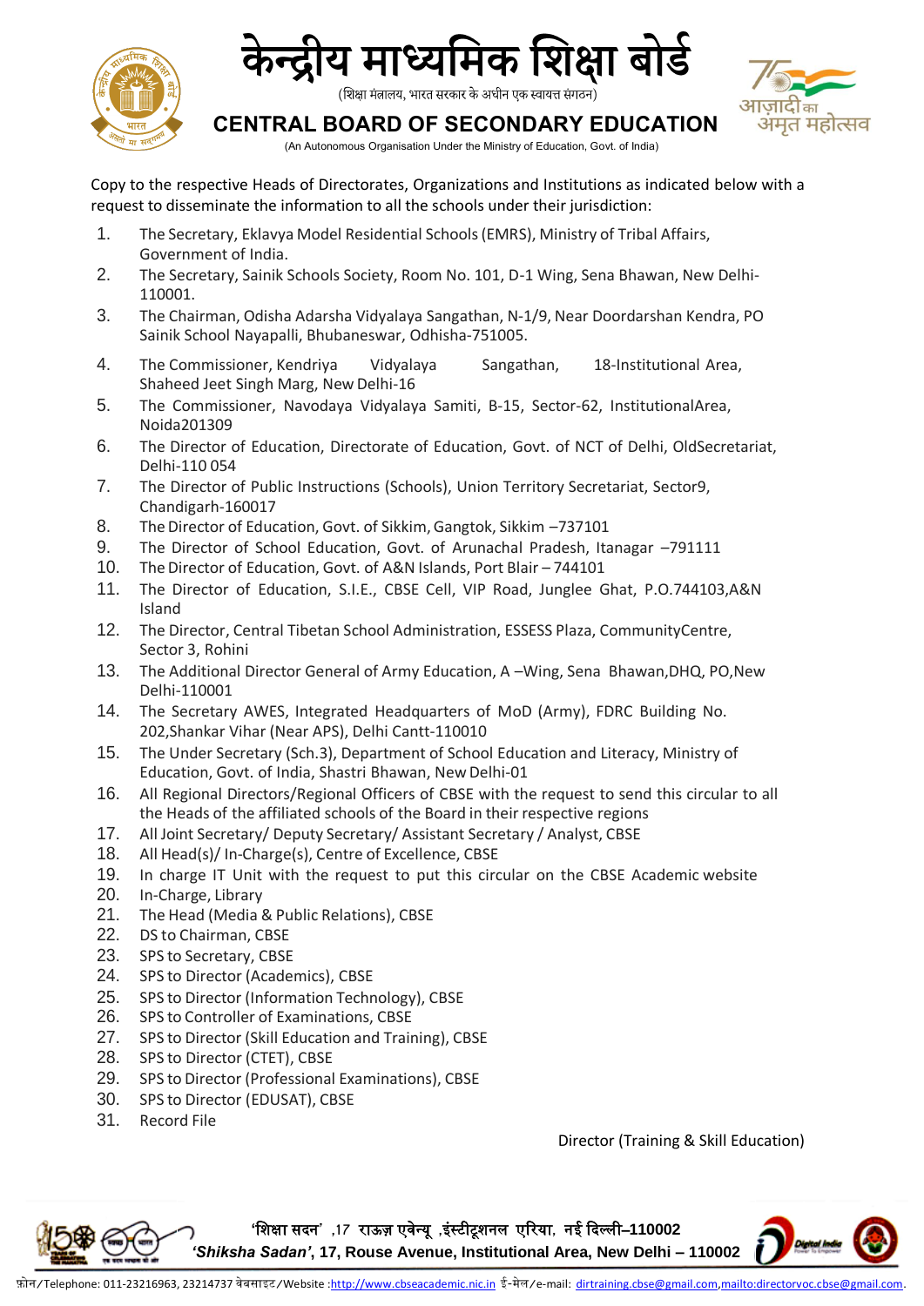# केन्द्रीय माध्यमिक शिक्षा बोर्ड

(शिक्षा मंत्रालय, भारत सरकार के अधीन एक स्वायत्त संगठन)

# CENTRAL BOARD OF SECONDARY EDUCATION

(An Autonomous Organisation Under the Ministry of Education, Govt. of India)

Copy to the respective Heads of Directorates, Organizations and Institutions as indicated below with a request to disseminate the information to all the schools under their jurisdiction:

1. The Secretary, Eklavya Model Residential Schools (EMRS), Ministry of Tribal Affairs, Government of India.
2. The Secretary, Sainik Schools Society, Room No. 101, D-1 Wing, Sena Bhawan, New Delhi-110001.
3. The Chairman, Odisha Adarsha Vidyalaya Sangathan, N-1/9, Near Doordarshan Kendra, PO Sainik School Nayapalli, Bhubaneswar, Odhisha-751005.
4. The Commissioner, Kendriya Vidyalaya Sangathan, 18-Institutional Area, Shaheed Jeet Singh Marg, New Delhi-16
5. The Commissioner, Navodaya Vidyalaya Samiti, B-15, Sector-62, InstitutionalArea, Noida201309
6. The Director of Education, Directorate of Education, Govt. of NCT of Delhi, OldSecretariat, Delhi-110 054
7. The Director of Public Instructions (Schools), Union Territory Secretariat, Sector9, Chandigarh-160017
8. The Director of Education, Govt. of Sikkim, Gangtok, Sikkim –737101
9. The Director of School Education, Govt. of Arunachal Pradesh, Itanagar –791111
10. The Director of Education, Govt. of A&N Islands, Port Blair – 744101
11. The Director of Education, S.I.E., CBSE Cell, VIP Road, Junglee Ghat, P.O.744103,A&N Island
12. The Director, Central Tibetan School Administration, ESSESS Plaza, CommunityCentre, Sector 3, Rohini
13. The Additional Director General of Army Education, A –Wing, Sena Bhawan,DHQ, PO,New Delhi-110001
14. The Secretary AWES, Integrated Headquarters of MoD (Army), FDRC Building No. 202,Shankar Vihar (Near APS), Delhi Cantt-110010
15. The Under Secretary (Sch.3), Department of School Education and Literacy, Ministry of Education, Govt. of India, Shastri Bhawan, New Delhi-01
16. All Regional Directors/Regional Officers of CBSE with the request to send this circular to all the Heads of the affiliated schools of the Board in their respective regions
17. All Joint Secretary/ Deputy Secretary/ Assistant Secretary / Analyst, CBSE
18. All Head(s)/ In-Charge(s), Centre of Excellence, CBSE
19. In charge IT Unit with the request to put this circular on the CBSE Academic website
20. In-Charge, Library
21. The Head (Media & Public Relations), CBSE
22. DS to Chairman, CBSE
23. SPS to Secretary, CBSE
24. SPS to Director (Academics), CBSE
25. SPS to Director (Information Technology), CBSE
26. SPS to Controller of Examinations, CBSE
27. SPS to Director (Skill Education and Training), CBSE
28. SPS to Director (CTET), CBSE
29. SPS to Director (Professional Examinations), CBSE
30. SPS to Director (EDUSAT), CBSE
31. Record File

Director (Training & Skill Education)

'शिक्षा सदन' ,17 राऊज़ एवेन्यू ,इंस्टीटूशनल एरिया, नई दिल्ली–110002

***'Shiksha Sadan', 17, Rouse Avenue, Institutional Area, New Delhi – 110002***

फ़ोन/Telephone: 011-23216963, 23214737 वेबसाइट/Website :http://www.cbseacademic.nic.in ई-मेल/e-mail: dirtraining.cbse@gmail.com,mailto:directorvoc.cbse@gmail.com.